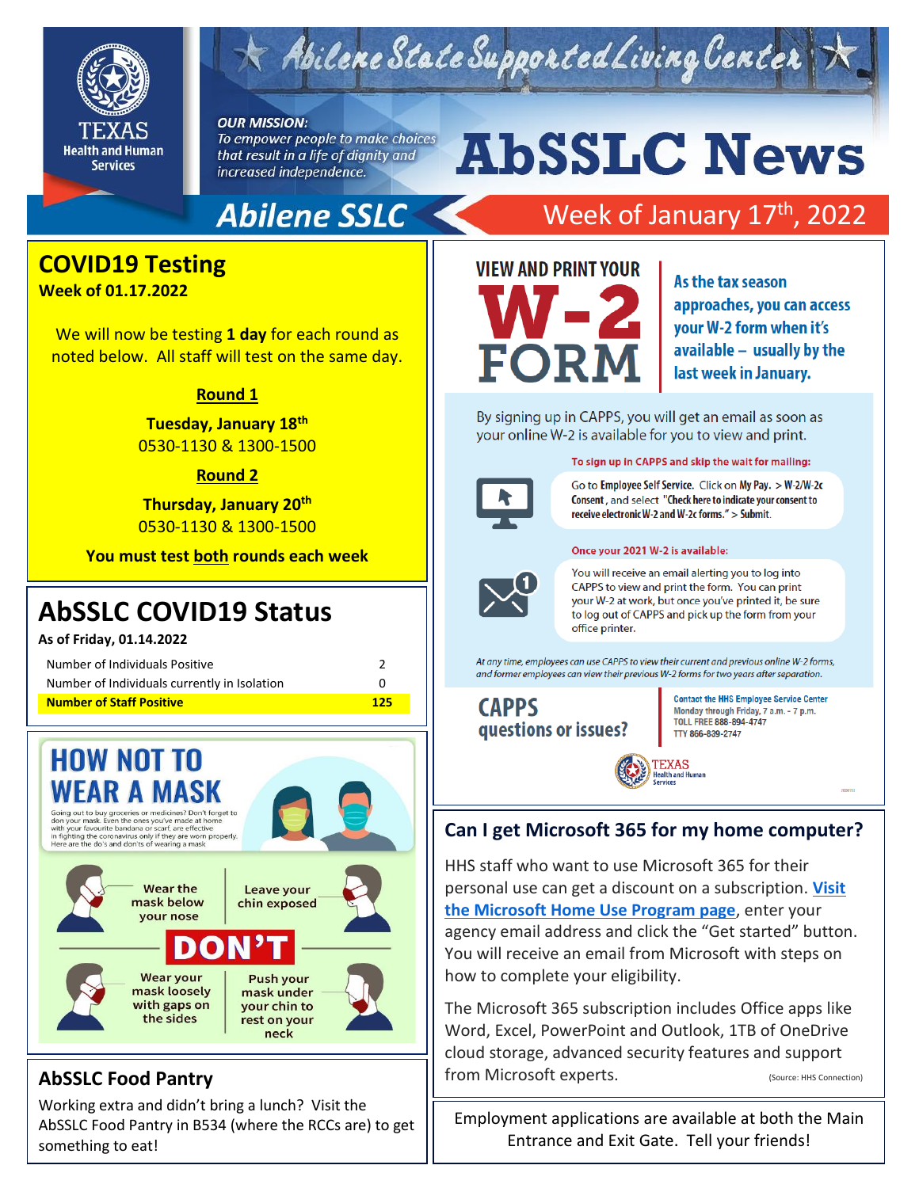# Abilene State Supported Living Center

TEXAS Health and Human Services

*OUR MISSION: To empower people to make choices that result in a life of dignity and increased independence.*

# AbSSLC News

**Abilene SSLC** — Week of January 17th, 2022

## COVID19 Testing

**Week of 01.17.2022**

We will now be testing **1 day** for each round as noted below. All staff will test on the same day.

**Round 1**

**Tuesday, January 18th**
0530-1130 & 1300-1500

**Round 2**

**Thursday, January 20th**
0530-1130 & 1300-1500

**You must test both rounds each week**

## AbSSLC COVID19 Status

**As of Friday, 01.14.2022**

| | |
|---|---|
| Number of Individuals Positive | 2 |
| Number of Individuals currently in Isolation | 0 |
| **Number of Staff Positive** | **125** |

## HOW NOT TO WEAR A MASK

Going out to buy groceries or medicines? Don't forget to don your mask. Even the ones you've made at home with your favourite bandana or scarf, are effective in fighting the coronavirus only if they are worn properly. Here are the do's and don'ts of wearing a mask

**DON'T**

- Wear the mask below your nose
- Leave your chin exposed
- Wear your mask loosely with gaps on the sides
- Push your mask under your chin to rest on your neck

## AbSSLC Food Pantry

Working extra and didn't bring a lunch? Visit the AbSSLC Food Pantry in B534 (where the RCCs are) to get something to eat!

## VIEW AND PRINT YOUR W-2 FORM

As the tax season approaches, you can access your W-2 form when it's available – usually by the last week in January.

By signing up in CAPPS, you will get an email as soon as your online W-2 is available for you to view and print.

**To sign up in CAPPS and skip the wait for mailing:**

Go to Employee Self Service. Click on My Pay. > W-2/W-2c Consent, and select "Check here to indicate your consent to receive electronic W-2 and W-2c forms." > Submit.

**Once your 2021 W-2 is available:**

You will receive an email alerting you to log into CAPPS to view and print the form. You can print your W-2 at work, but once you've printed it, be sure to log out of CAPPS and pick up the form from your office printer.

*At any time, employees can use CAPPS to view their current and previous online W-2 forms, and former employees can view their previous W-2 forms for two years after separation.*

**CAPPS questions or issues?**

Contact the HHS Employee Service Center
Monday through Friday, 7 a.m. - 7 p.m.
TOLL FREE 888-894-4747
TTY 866-839-2747

TEXAS Health and Human Services

## Can I get Microsoft 365 for my home computer?

HHS staff who want to use Microsoft 365 for their personal use can get a discount on a subscription. **Visit the Microsoft Home Use Program page**, enter your agency email address and click the "Get started" button. You will receive an email from Microsoft with steps on how to complete your eligibility.

The Microsoft 365 subscription includes Office apps like Word, Excel, PowerPoint and Outlook, 1TB of OneDrive cloud storage, advanced security features and support from Microsoft experts. (Source: HHS Connection)

Employment applications are available at both the Main Entrance and Exit Gate. Tell your friends!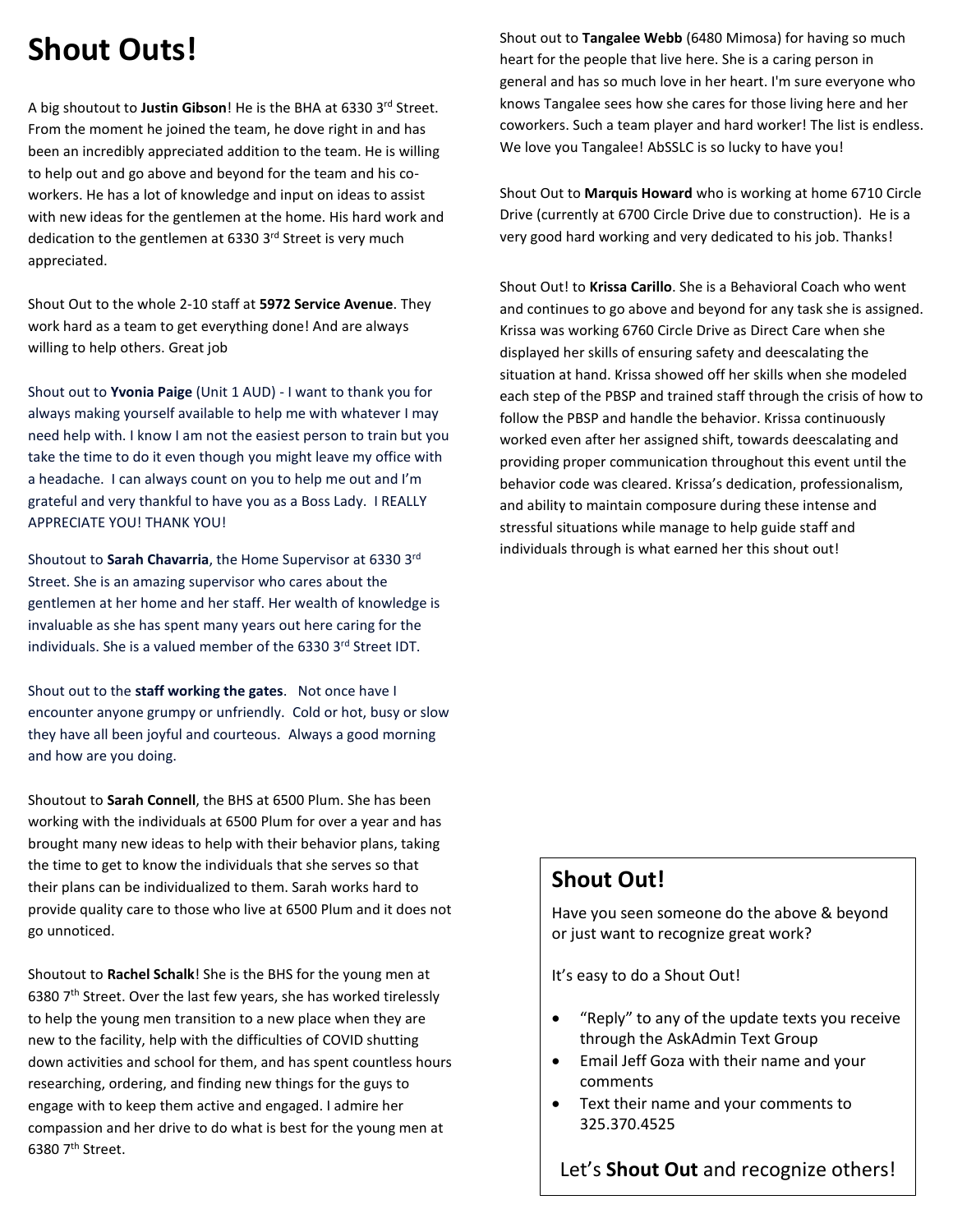# Shout Outs!

A big shoutout to **Justin Gibson**! He is the BHA at 6330 3rd Street. From the moment he joined the team, he dove right in and has been an incredibly appreciated addition to the team. He is willing to help out and go above and beyond for the team and his co-workers. He has a lot of knowledge and input on ideas to assist with new ideas for the gentlemen at the home. His hard work and dedication to the gentlemen at 6330 3rd Street is very much appreciated.

Shout Out to the whole 2-10 staff at **5972 Service Avenue**. They work hard as a team to get everything done! And are always willing to help others. Great job

Shout out to **Yvonia Paige** (Unit 1 AUD) - I want to thank you for always making yourself available to help me with whatever I may need help with. I know I am not the easiest person to train but you take the time to do it even though you might leave my office with a headache. I can always count on you to help me out and I'm grateful and very thankful to have you as a Boss Lady. I REALLY APPRECIATE YOU! THANK YOU!

Shoutout to **Sarah Chavarria**, the Home Supervisor at 6330 3rd Street. She is an amazing supervisor who cares about the gentlemen at her home and her staff. Her wealth of knowledge is invaluable as she has spent many years out here caring for the individuals. She is a valued member of the 6330 3rd Street IDT.

Shout out to the **staff working the gates**. Not once have I encounter anyone grumpy or unfriendly. Cold or hot, busy or slow they have all been joyful and courteous. Always a good morning and how are you doing.

Shoutout to **Sarah Connell**, the BHS at 6500 Plum. She has been working with the individuals at 6500 Plum for over a year and has brought many new ideas to help with their behavior plans, taking the time to get to know the individuals that she serves so that their plans can be individualized to them. Sarah works hard to provide quality care to those who live at 6500 Plum and it does not go unnoticed.

Shoutout to **Rachel Schalk**! She is the BHS for the young men at 6380 7th Street. Over the last few years, she has worked tirelessly to help the young men transition to a new place when they are new to the facility, help with the difficulties of COVID shutting down activities and school for them, and has spent countless hours researching, ordering, and finding new things for the guys to engage with to keep them active and engaged. I admire her compassion and her drive to do what is best for the young men at 6380 7th Street.

Shout out to **Tangalee Webb** (6480 Mimosa) for having so much heart for the people that live here. She is a caring person in general and has so much love in her heart. I'm sure everyone who knows Tangalee sees how she cares for those living here and her coworkers. Such a team player and hard worker! The list is endless. We love you Tangalee! AbSSLC is so lucky to have you!

Shout Out to **Marquis Howard** who is working at home 6710 Circle Drive (currently at 6700 Circle Drive due to construction). He is a very good hard working and very dedicated to his job. Thanks!

Shout Out! to **Krissa Carillo**. She is a Behavioral Coach who went and continues to go above and beyond for any task she is assigned. Krissa was working 6760 Circle Drive as Direct Care when she displayed her skills of ensuring safety and deescalating the situation at hand. Krissa showed off her skills when she modeled each step of the PBSP and trained staff through the crisis of how to follow the PBSP and handle the behavior. Krissa continuously worked even after her assigned shift, towards deescalating and providing proper communication throughout this event until the behavior code was cleared. Krissa's dedication, professionalism, and ability to maintain composure during these intense and stressful situations while manage to help guide staff and individuals through is what earned her this shout out!

## Shout Out!

Have you seen someone do the above & beyond or just want to recognize great work?

It's easy to do a Shout Out!

- "Reply" to any of the update texts you receive through the AskAdmin Text Group
- Email Jeff Goza with their name and your comments
- Text their name and your comments to 325.370.4525

Let's **Shout Out** and recognize others!